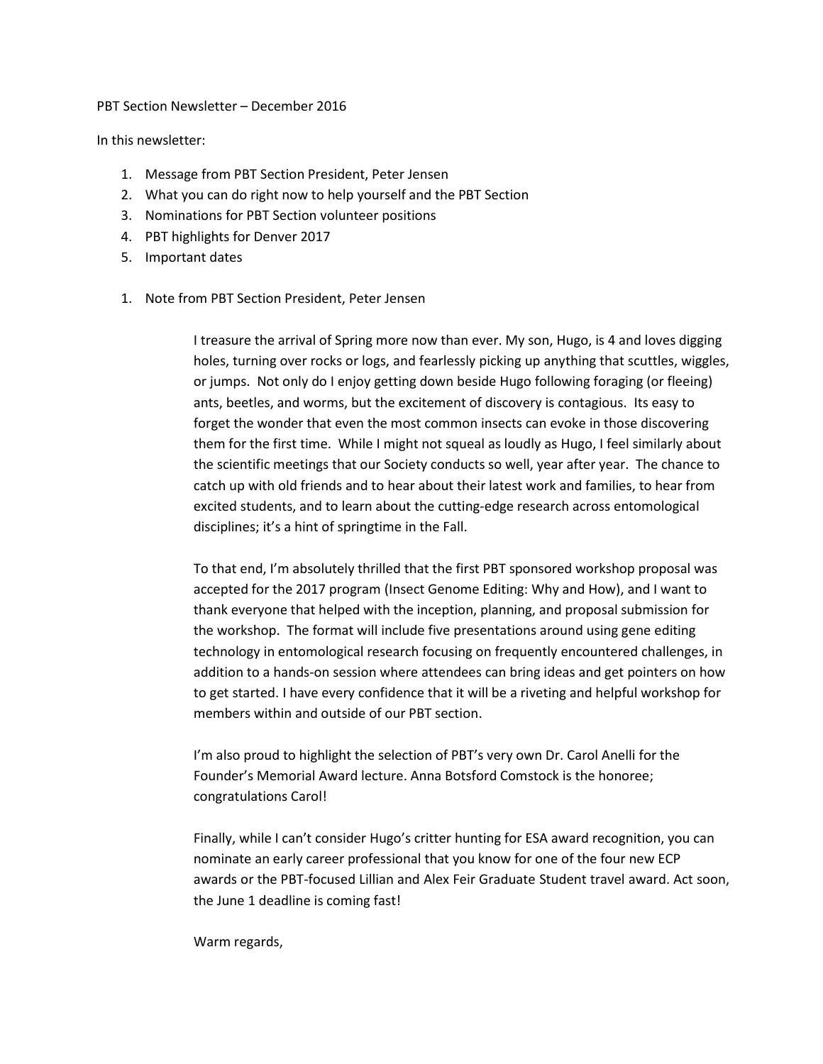PBT Section Newsletter – December 2016

In this newsletter:

1. Message from PBT Section President, Peter Jensen
2. What you can do right now to help yourself and the PBT Section
3. Nominations for PBT Section volunteer positions
4. PBT highlights for Denver 2017
5. Important dates

1. Note from PBT Section President, Peter Jensen

> I treasure the arrival of Spring more now than ever. My son, Hugo, is 4 and loves digging holes, turning over rocks or logs, and fearlessly picking up anything that scuttles, wiggles, or jumps. Not only do I enjoy getting down beside Hugo following foraging (or fleeing) ants, beetles, and worms, but the excitement of discovery is contagious. Its easy to forget the wonder that even the most common insects can evoke in those discovering them for the first time. While I might not squeal as loudly as Hugo, I feel similarly about the scientific meetings that our Society conducts so well, year after year. The chance to catch up with old friends and to hear about their latest work and families, to hear from excited students, and to learn about the cutting-edge research across entomological disciplines; it's a hint of springtime in the Fall.
>
> To that end, I'm absolutely thrilled that the first PBT sponsored workshop proposal was accepted for the 2017 program (Insect Genome Editing: Why and How), and I want to thank everyone that helped with the inception, planning, and proposal submission for the workshop. The format will include five presentations around using gene editing technology in entomological research focusing on frequently encountered challenges, in addition to a hands-on session where attendees can bring ideas and get pointers on how to get started. I have every confidence that it will be a riveting and helpful workshop for members within and outside of our PBT section.
>
> I'm also proud to highlight the selection of PBT's very own Dr. Carol Anelli for the Founder's Memorial Award lecture. Anna Botsford Comstock is the honoree; congratulations Carol!
>
> Finally, while I can't consider Hugo's critter hunting for ESA award recognition, you can nominate an early career professional that you know for one of the four new ECP awards or the PBT-focused Lillian and Alex Feir Graduate Student travel award. Act soon, the June 1 deadline is coming fast!
>
> Warm regards,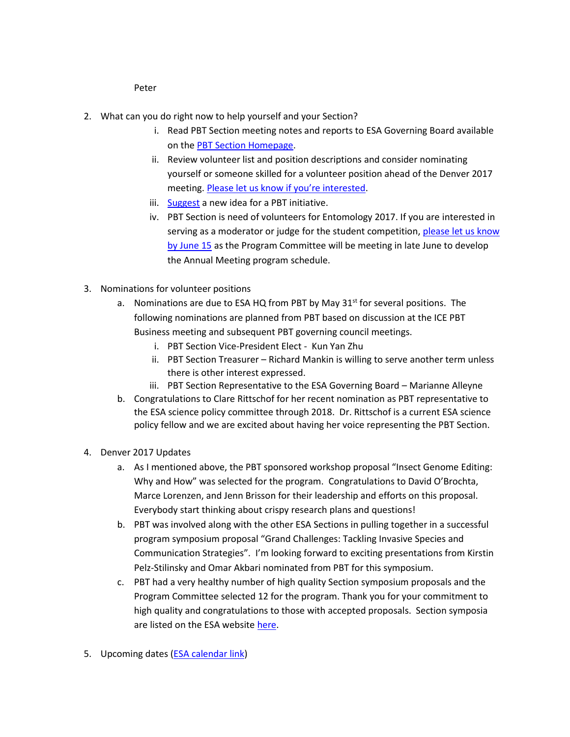Peter

2. What can you do right now to help yourself and your Section?
   i. Read PBT Section meeting notes and reports to ESA Governing Board available on the PBT Section Homepage.
   ii. Review volunteer list and position descriptions and consider nominating yourself or someone skilled for a volunteer position ahead of the Denver 2017 meeting. Please let us know if you're interested.
   iii. Suggest a new idea for a PBT initiative.
   iv. PBT Section is need of volunteers for Entomology 2017. If you are interested in serving as a moderator or judge for the student competition, please let us know by June 15 as the Program Committee will be meeting in late June to develop the Annual Meeting program schedule.

3. Nominations for volunteer positions
   a. Nominations are due to ESA HQ from PBT by May 31st for several positions. The following nominations are planned from PBT based on discussion at the ICE PBT Business meeting and subsequent PBT governing council meetings.
      i. PBT Section Vice-President Elect - Kun Yan Zhu
      ii. PBT Section Treasurer – Richard Mankin is willing to serve another term unless there is other interest expressed.
      iii. PBT Section Representative to the ESA Governing Board – Marianne Alleyne
   b. Congratulations to Clare Rittschof for her recent nomination as PBT representative to the ESA science policy committee through 2018. Dr. Rittschof is a current ESA science policy fellow and we are excited about having her voice representing the PBT Section.

4. Denver 2017 Updates
   a. As I mentioned above, the PBT sponsored workshop proposal "Insect Genome Editing: Why and How" was selected for the program. Congratulations to David O'Brochta, Marce Lorenzen, and Jenn Brisson for their leadership and efforts on this proposal. Everybody start thinking about crispy research plans and questions!
   b. PBT was involved along with the other ESA Sections in pulling together in a successful program symposium proposal "Grand Challenges: Tackling Invasive Species and Communication Strategies". I'm looking forward to exciting presentations from Kirstin Pelz-Stilinsky and Omar Akbari nominated from PBT for this symposium.
   c. PBT had a very healthy number of high quality Section symposium proposals and the Program Committee selected 12 for the program. Thank you for your commitment to high quality and congratulations to those with accepted proposals. Section symposia are listed on the ESA website here.

5. Upcoming dates (ESA calendar link)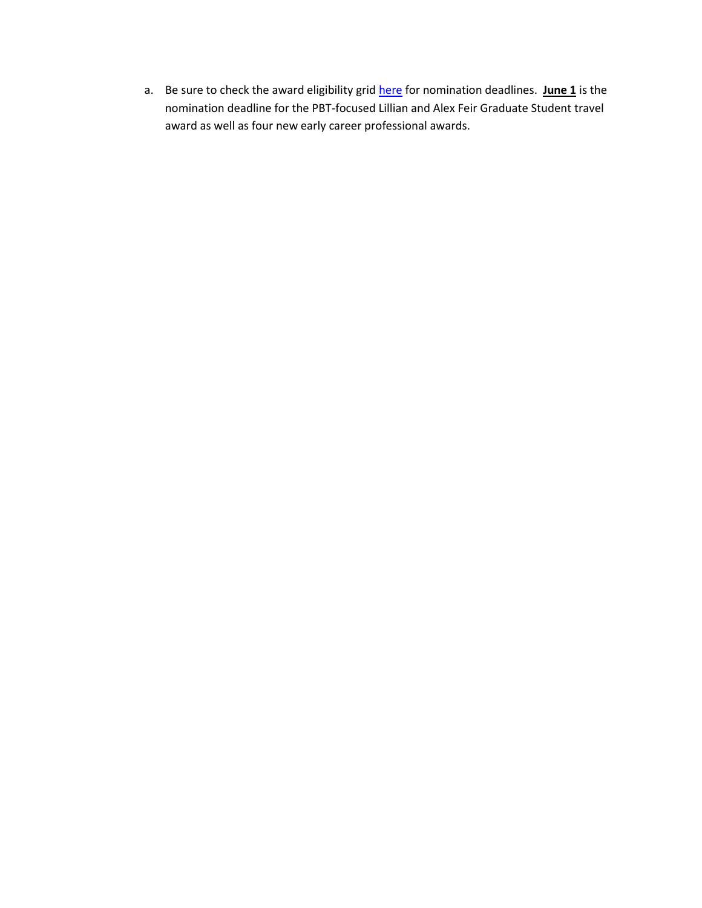a. Be sure to check the award eligibility grid here for nomination deadlines. **June 1** is the nomination deadline for the PBT-focused Lillian and Alex Feir Graduate Student travel award as well as four new early career professional awards.